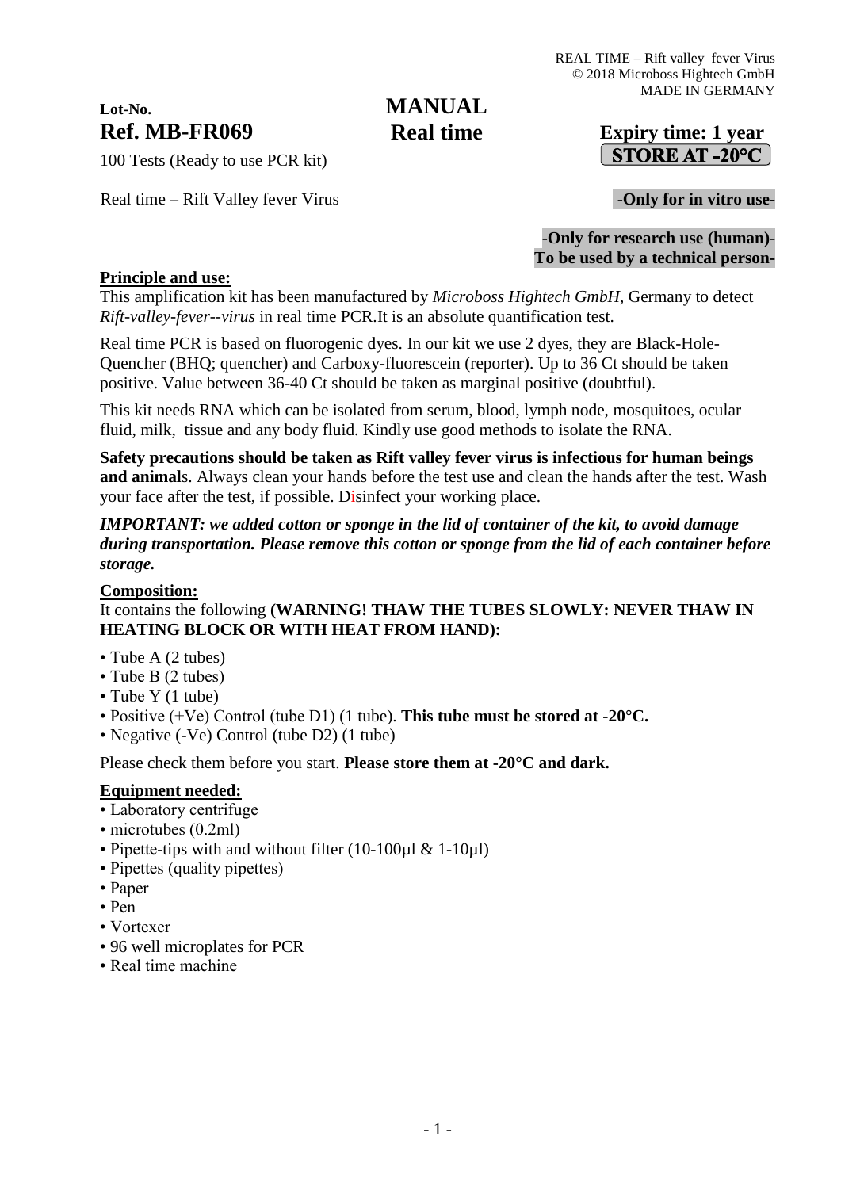**Lot-No.**

**Ref. MB-FR069**

100 Tests (Ready to use PCR kit)

# MANUAL Real time

**Expiry time: 1 year**

**STORE AT -20°C**

Real time – Rift Valley fever Virus

**-Only for in vitro use-**

**-Only for research use (human)-**
**To be used by a technical person-**

## Principle and use:

This amplification kit has been manufactured by *Microboss Hightech GmbH,* Germany to detect *Rift-valley-fever--virus* in real time PCR.It is an absolute quantification test.

Real time PCR is based on fluorogenic dyes. In our kit we use 2 dyes, they are Black-Hole-Quencher (BHQ; quencher) and Carboxy-fluorescein (reporter). Up to 36 Ct should be taken positive. Value between 36-40 Ct should be taken as marginal positive (doubtful).

This kit needs RNA which can be isolated from serum, blood, lymph node, mosquitoes, ocular fluid, milk, tissue and any body fluid. Kindly use good methods to isolate the RNA.

**Safety precautions should be taken as Rift valley fever virus is infectious for human beings and animal**s. Always clean your hands before the test use and clean the hands after the test. Wash your face after the test, if possible. Disinfect your working place.

***IMPORTANT: we added cotton or sponge in the lid of container of the kit, to avoid damage during transportation. Please remove this cotton or sponge from the lid of each container before storage.***

## Composition:

It contains the following **(WARNING! THAW THE TUBES SLOWLY: NEVER THAW IN HEATING BLOCK OR WITH HEAT FROM HAND):**

- Tube A (2 tubes)
- Tube B (2 tubes)
- Tube Y (1 tube)
- Positive (+Ve) Control (tube D1) (1 tube). **This tube must be stored at -20°C.**
- Negative (-Ve) Control (tube D2) (1 tube)

Please check them before you start. **Please store them at -20°C and dark.**

## Equipment needed:

- Laboratory centrifuge
- microtubes (0.2ml)
- Pipette-tips with and without filter (10-100µl & 1-10µl)
- Pipettes (quality pipettes)
- Paper
- Pen
- Vortexer
- 96 well microplates for PCR
- Real time machine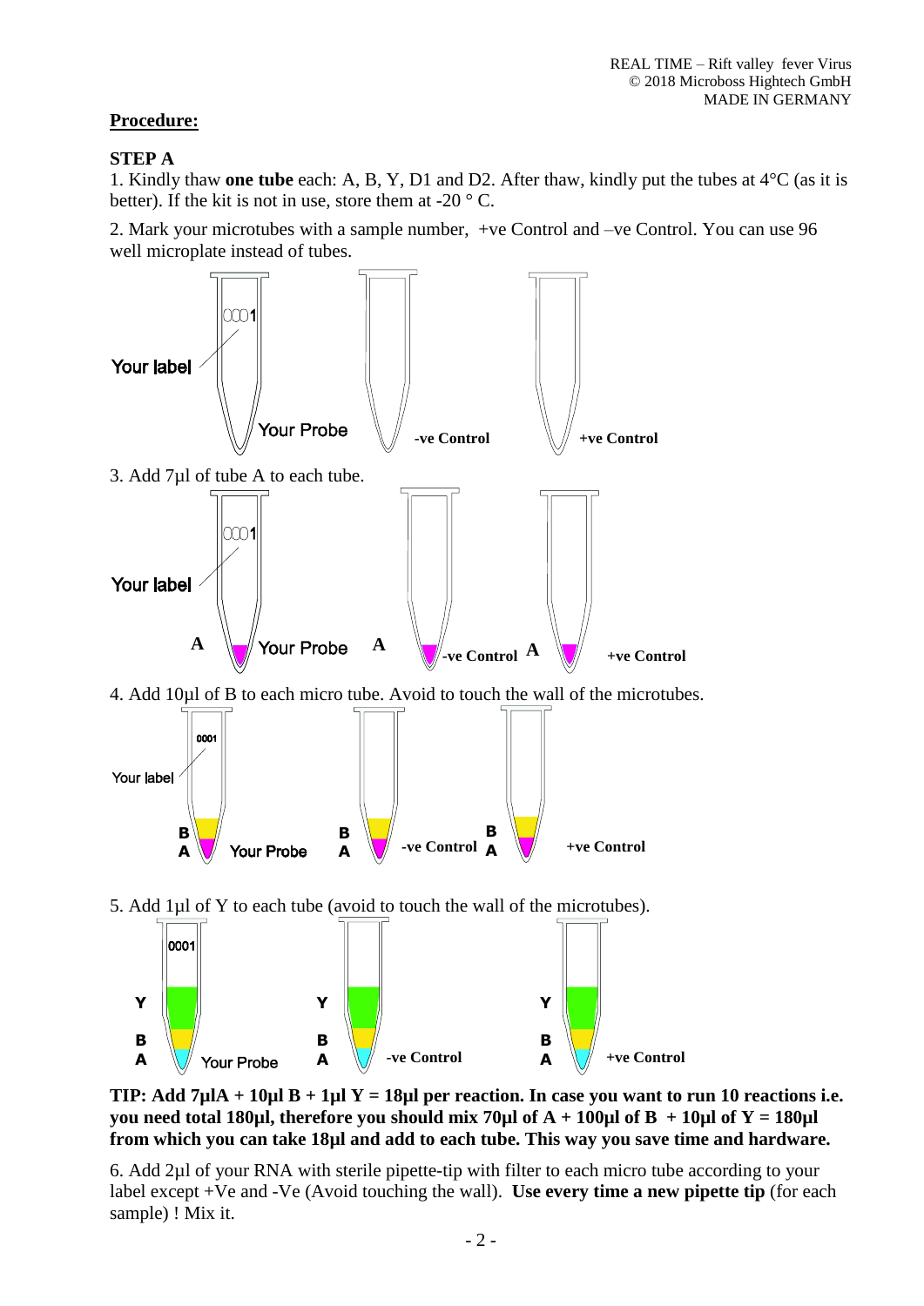## **Procedure:**

### **STEP A**

1. Kindly thaw **one tube** each: A, B, Y, D1 and D2. After thaw, kindly put the tubes at 4°C (as it is better). If the kit is not in use, store them at -20 ° C.

2. Mark your microtubes with a sample number, +ve Control and –ve Control. You can use 96 well microplate instead of tubes.

Your label

0001

Your Probe

-ve Control

+ve Control

3. Add 7µl of tube A to each tube.

Your label

0001

A

Your Probe

A

-ve Control

A

+ve Control

4. Add 10µl of B to each micro tube. Avoid to touch the wall of the microtubes.

Your label

0001

B

A

Your Probe

B

A

-ve Control

B

A

+ve Control

5. Add 1µl of Y to each tube (avoid to touch the wall of the microtubes).

0001

Y

B

A

Your Probe

Y

B

A

-ve Control

Y

B

A

+ve Control

**TIP: Add 7µlA + 10µl B + 1µl Y = 18µl per reaction. In case you want to run 10 reactions i.e. you need total 180µl, therefore you should mix 70µl of A + 100µl of B + 10µl of Y = 180µl from which you can take 18µl and add to each tube. This way you save time and hardware.**

6. Add 2µl of your RNA with sterile pipette-tip with filter to each micro tube according to your label except +Ve and -Ve (Avoid touching the wall). **Use every time a new pipette tip** (for each sample) ! Mix it.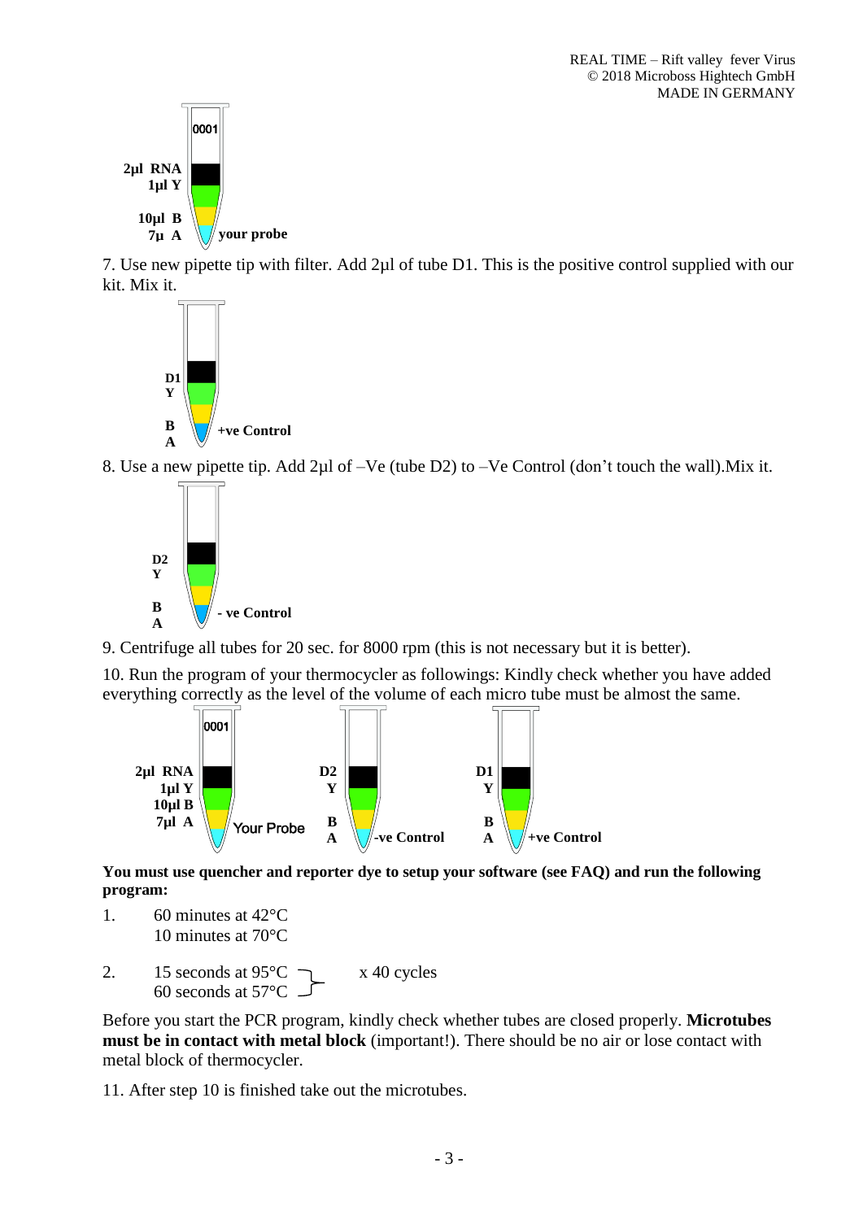2µl RNA
1µl Y
10µl B
7µ A
your probe

7. Use new pipette tip with filter. Add 2µl of tube D1. This is the positive control supplied with our kit. Mix it.

D1
Y
B
A
+ve Control

8. Use a new pipette tip. Add 2µl of –Ve (tube D2) to –Ve Control (don't touch the wall).Mix it.

D2
Y
B
A
- ve Control

9. Centrifuge all tubes for 20 sec. for 8000 rpm (this is not necessary but it is better).

10. Run the program of your thermocycler as followings: Kindly check whether you have added everything correctly as the level of the volume of each micro tube must be almost the same.

2µl RNA
1µl Y
10µl B
7µl A
Your Probe

D2
Y
B
A
-ve Control

D1
Y
B
A
+ve Control

**You must use quencher and reporter dye to setup your software (see FAQ) and run the following program:**

1. 60 minutes at 42°C
   10 minutes at 70°C

2. 15 seconds at 95°C
   60 seconds at 57°C
   x 40 cycles

Before you start the PCR program, kindly check whether tubes are closed properly. **Microtubes must be in contact with metal block** (important!). There should be no air or lose contact with metal block of thermocycler.

11. After step 10 is finished take out the microtubes.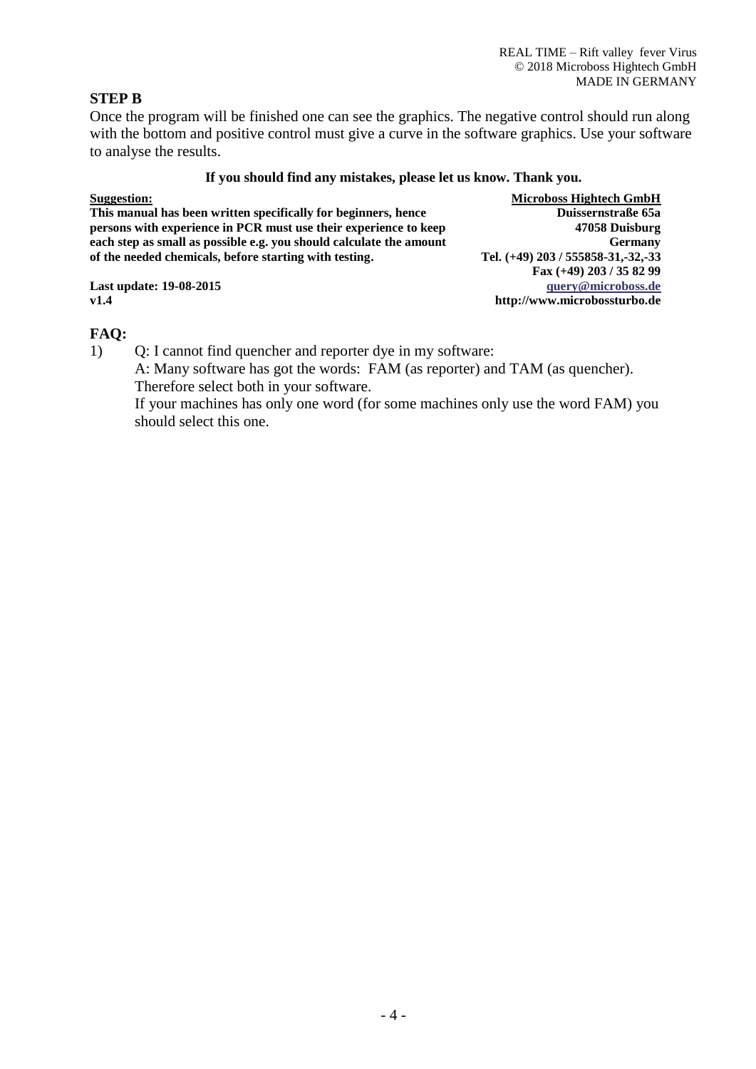## STEP B

Once the program will be finished one can see the graphics. The negative control should run along with the bottom and positive control must give a curve in the software graphics. Use your software to analyse the results.

**If you should find any mistakes, please let us know. Thank you.**

**Suggestion:**
**This manual has been written specifically for beginners, hence persons with experience in PCR must use their experience to keep each step as small as possible e.g. you should calculate the amount of the needed chemicals, before starting with testing.**

**Last update: 19-08-2015**
**v1.4**

**Microboss Hightech GmbH**
**Duissernstraße 65a**
**47058 Duisburg**
**Germany**
**Tel. (+49) 203 / 555858-31,-32,-33**
**Fax (+49) 203 / 35 82 99**
**query@microboss.de**
**http://www.microbossturbo.de**

## FAQ:

1) Q: I cannot find quencher and reporter dye in my software:
   A: Many software has got the words: FAM (as reporter) and TAM (as quencher). Therefore select both in your software.
   If your machines has only one word (for some machines only use the word FAM) you should select this one.